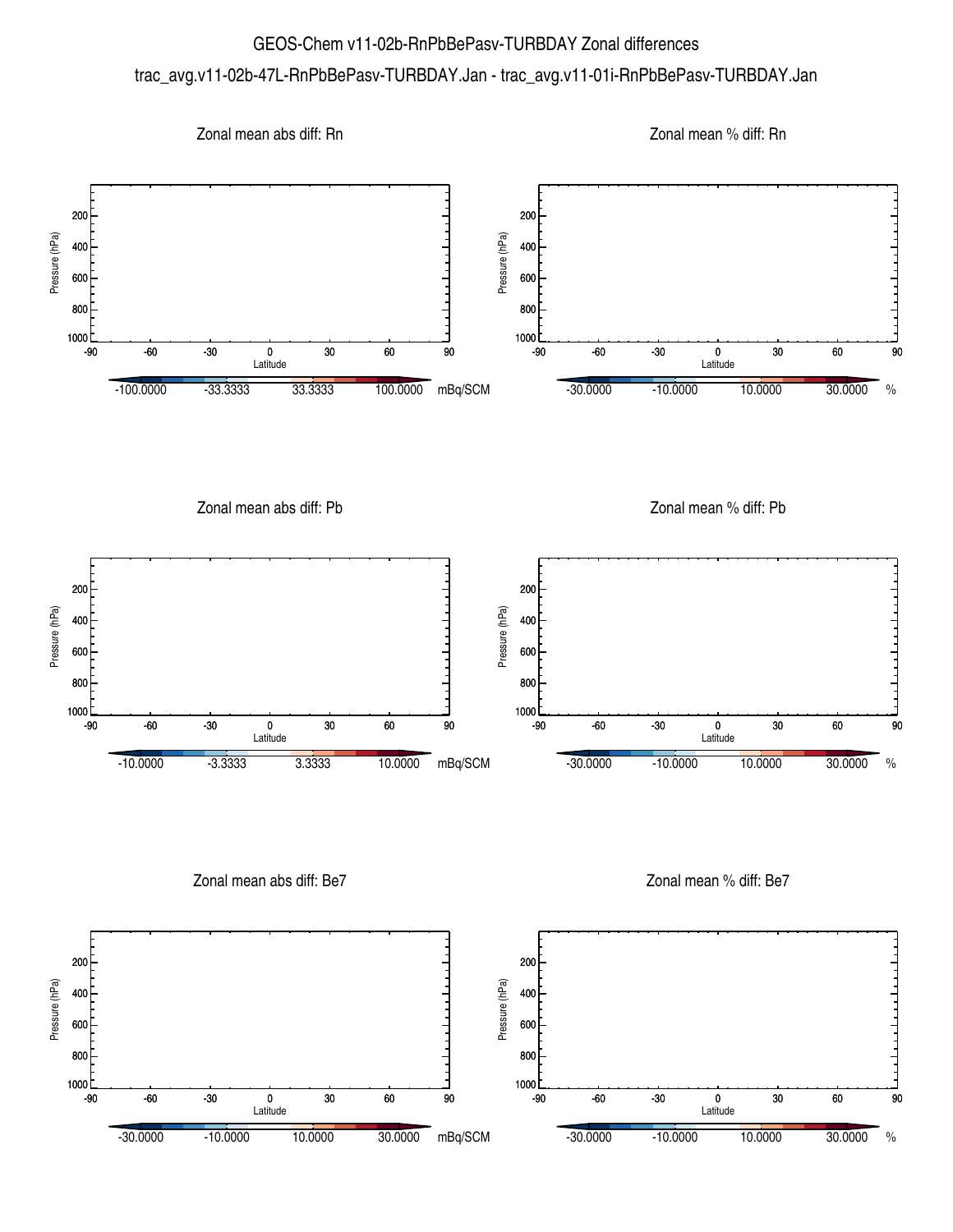# GEOS-Chem v11-02b-RnPbBePasv-TURBDAY Zonal differences

trac_avg.v11-02b-47L-RnPbBePasv-TURBDAY.Jan - trac_avg.v11-01i-RnPbBePasv-TURBDAY.Jan

### Zonal mean abs diff: Rn

Pressure (hPa): 200, 400, 600, 800, 1000

Latitude: -90, -60, -30, 0, 30, 60, 90

-100.0000, -33.3333, 33.3333, 100.0000 mBq/SCM

### Zonal mean % diff: Rn

Pressure (hPa): 200, 400, 600, 800, 1000

Latitude: -90, -60, -30, 0, 30, 60, 90

-30.0000, -10.0000, 10.0000, 30.0000 %

### Zonal mean abs diff: Pb

Pressure (hPa): 200, 400, 600, 800, 1000

Latitude: -90, -60, -30, 0, 30, 60, 90

-10.0000, -3.3333, 3.3333, 10.0000 mBq/SCM

### Zonal mean % diff: Pb

Pressure (hPa): 200, 400, 600, 800, 1000

Latitude: -90, -60, -30, 0, 30, 60, 90

-30.0000, -10.0000, 10.0000, 30.0000 %

### Zonal mean abs diff: Be7

Pressure (hPa): 200, 400, 600, 800, 1000

Latitude: -90, -60, -30, 0, 30, 60, 90

-30.0000, -10.0000, 10.0000, 30.0000 mBq/SCM

### Zonal mean % diff: Be7

Pressure (hPa): 200, 400, 600, 800, 1000

Latitude: -90, -60, -30, 0, 30, 60, 90

-30.0000, -10.0000, 10.0000, 30.0000 %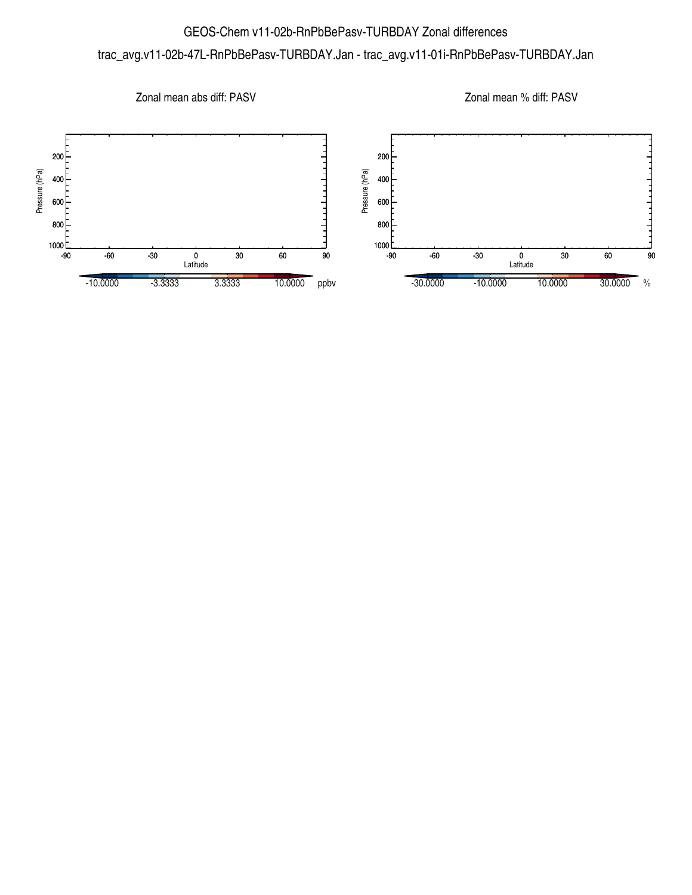GEOS-Chem v11-02b-RnPbBePasv-TURBDAY Zonal differences

trac_avg.v11-02b-47L-RnPbBePasv-TURBDAY.Jan - trac_avg.v11-01i-RnPbBePasv-TURBDAY.Jan

Zonal mean abs diff: PASV

Pressure (hPa)

200
400
600
800
1000

-90 -60 -30 0 30 60 90

Latitude

-10.0000 -3.3333 3.3333 10.0000 ppbv

Zonal mean % diff: PASV

Pressure (hPa)

200
400
600
800
1000

-90 -60 -30 0 30 60 90

Latitude

-30.0000 -10.0000 10.0000 30.0000 %